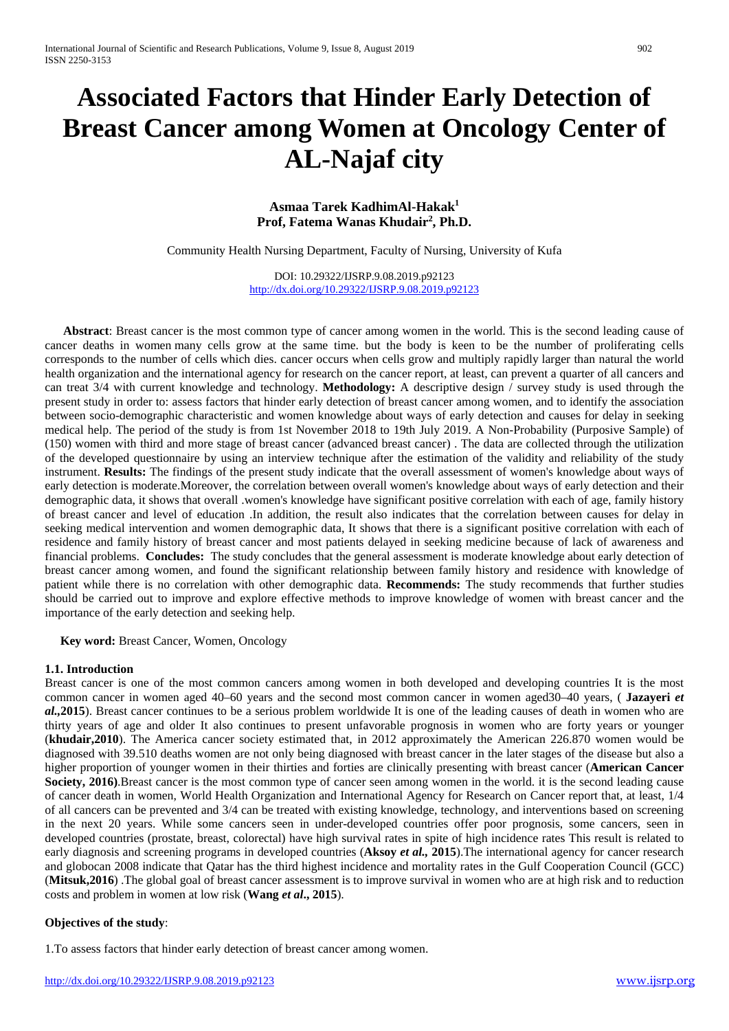# Associated Factors that Hinder Early Detection of Breast Cancer among Women at Oncology Center of AL-Najaf city

**Asmaa Tarek KadhimAl-Hakak[1]**
**Prof, Fatema Wanas Khudair[2], Ph.D.**

Community Health Nursing Department, Faculty of Nursing, University of Kufa

DOI: 10.29322/IJSRP.9.08.2019.p92123
http://dx.doi.org/10.29322/IJSRP.9.08.2019.p92123

**Abstract**: Breast cancer is the most common type of cancer among women in the world. This is the second leading cause of cancer deaths in women many cells grow at the same time. but the body is keen to be the number of proliferating cells corresponds to the number of cells which dies. cancer occurs when cells grow and multiply rapidly larger than natural the world health organization and the international agency for research on the cancer report, at least, can prevent a quarter of all cancers and can treat 3/4 with current knowledge and technology. **Methodology:** A descriptive design / survey study is used through the present study in order to: assess factors that hinder early detection of breast cancer among women, and to identify the association between socio-demographic characteristic and women knowledge about ways of early detection and causes for delay in seeking medical help. The period of the study is from 1st November 2018 to 19th July 2019. A Non-Probability (Purposive Sample) of (150) women with third and more stage of breast cancer (advanced breast cancer) . The data are collected through the utilization of the developed questionnaire by using an interview technique after the estimation of the validity and reliability of the study instrument. **Results:** The findings of the present study indicate that the overall assessment of women's knowledge about ways of early detection is moderate.Moreover, the correlation between overall women's knowledge about ways of early detection and their demographic data, it shows that overall .women's knowledge have significant positive correlation with each of age, family history of breast cancer and level of education .In addition, the result also indicates that the correlation between causes for delay in seeking medical intervention and women demographic data, It shows that there is a significant positive correlation with each of residence and family history of breast cancer and most patients delayed in seeking medicine because of lack of awareness and financial problems. **Concludes:** The study concludes that the general assessment is moderate knowledge about early detection of breast cancer among women, and found the significant relationship between family history and residence with knowledge of patient while there is no correlation with other demographic data. **Recommends:** The study recommends that further studies should be carried out to improve and explore effective methods to improve knowledge of women with breast cancer and the importance of the early detection and seeking help.

**Key word:** Breast Cancer, Women, Oncology

### 1.1. Introduction

Breast cancer is one of the most common cancers among women in both developed and developing countries It is the most common cancer in women aged 40–60 years and the second most common cancer in women aged30–40 years, ( **Jazayeri *et al.*,2015**). Breast cancer continues to be a serious problem worldwide It is one of the leading causes of death in women who are thirty years of age and older It also continues to present unfavorable prognosis in women who are forty years or younger (**khudair,2010**). The America cancer society estimated that, in 2012 approximately the American 226.870 women would be diagnosed with 39.510 deaths women are not only being diagnosed with breast cancer in the later stages of the disease but also a higher proportion of younger women in their thirties and forties are clinically presenting with breast cancer (**American Cancer Society, 2016)**.Breast cancer is the most common type of cancer seen among women in the world. it is the second leading cause of cancer death in women, World Health Organization and International Agency for Research on Cancer report that, at least, 1/4 of all cancers can be prevented and 3/4 can be treated with existing knowledge, technology, and interventions based on screening in the next 20 years. While some cancers seen in under-developed countries offer poor prognosis, some cancers, seen in developed countries (prostate, breast, colorectal) have high survival rates in spite of high incidence rates This result is related to early diagnosis and screening programs in developed countries (**Aksoy *et al.*, 2015**).The international agency for cancer research and globocan 2008 indicate that Qatar has the third highest incidence and mortality rates in the Gulf Cooperation Council (GCC) (**Mitsuk,2016**) .The global goal of breast cancer assessment is to improve survival in women who are at high risk and to reduction costs and problem in women at low risk (**Wang *et al*., 2015**).

**Objectives of the study**:

1.To assess factors that hinder early detection of breast cancer among women.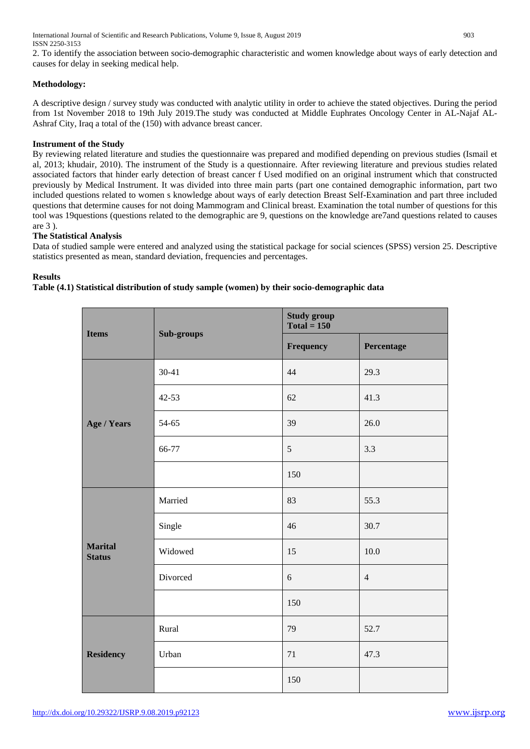2. To identify the association between socio-demographic characteristic and women knowledge about ways of early detection and causes for delay in seeking medical help.

**Methodology:**

A descriptive design / survey study was conducted with analytic utility in order to achieve the stated objectives. During the period from 1st November 2018 to 19th July 2019.The study was conducted at Middle Euphrates Oncology Center in AL-Najaf AL-Ashraf City, Iraq a total of the (150) with advance breast cancer.

**Instrument of the Study**

By reviewing related literature and studies the questionnaire was prepared and modified depending on previous studies (Ismail et al, 2013; khudair, 2010). The instrument of the Study is a questionnaire. After reviewing literature and previous studies related associated factors that hinder early detection of breast cancer f Used modified on an original instrument which that constructed previously by Medical Instrument. It was divided into three main parts (part one contained demographic information, part two included questions related to women s knowledge about ways of early detection Breast Self-Examination and part three included questions that determine causes for not doing Mammogram and Clinical breast. Examination the total number of questions for this tool was 19questions (questions related to the demographic are 9, questions on the knowledge are7and questions related to causes are 3 ).

**The Statistical Analysis**

Data of studied sample were entered and analyzed using the statistical package for social sciences (SPSS) version 25. Descriptive statistics presented as mean, standard deviation, frequencies and percentages.

**Results**

**Table (4.1) Statistical distribution of study sample (women) by their socio-demographic data**

| Items | Sub-groups | Study group Total = 150 | |
|---|---|---|---|
| | | Frequency | Percentage |
| Age / Years | 30-41 | 44 | 29.3 |
| | 42-53 | 62 | 41.3 |
| | 54-65 | 39 | 26.0 |
| | 66-77 | 5 | 3.3 |
| | | 150 | |
| Marital Status | Married | 83 | 55.3 |
| | Single | 46 | 30.7 |
| | Widowed | 15 | 10.0 |
| | Divorced | 6 | 4 |
| | | 150 | |
| Residency | Rural | 79 | 52.7 |
| | Urban | 71 | 47.3 |
| | | 150 | |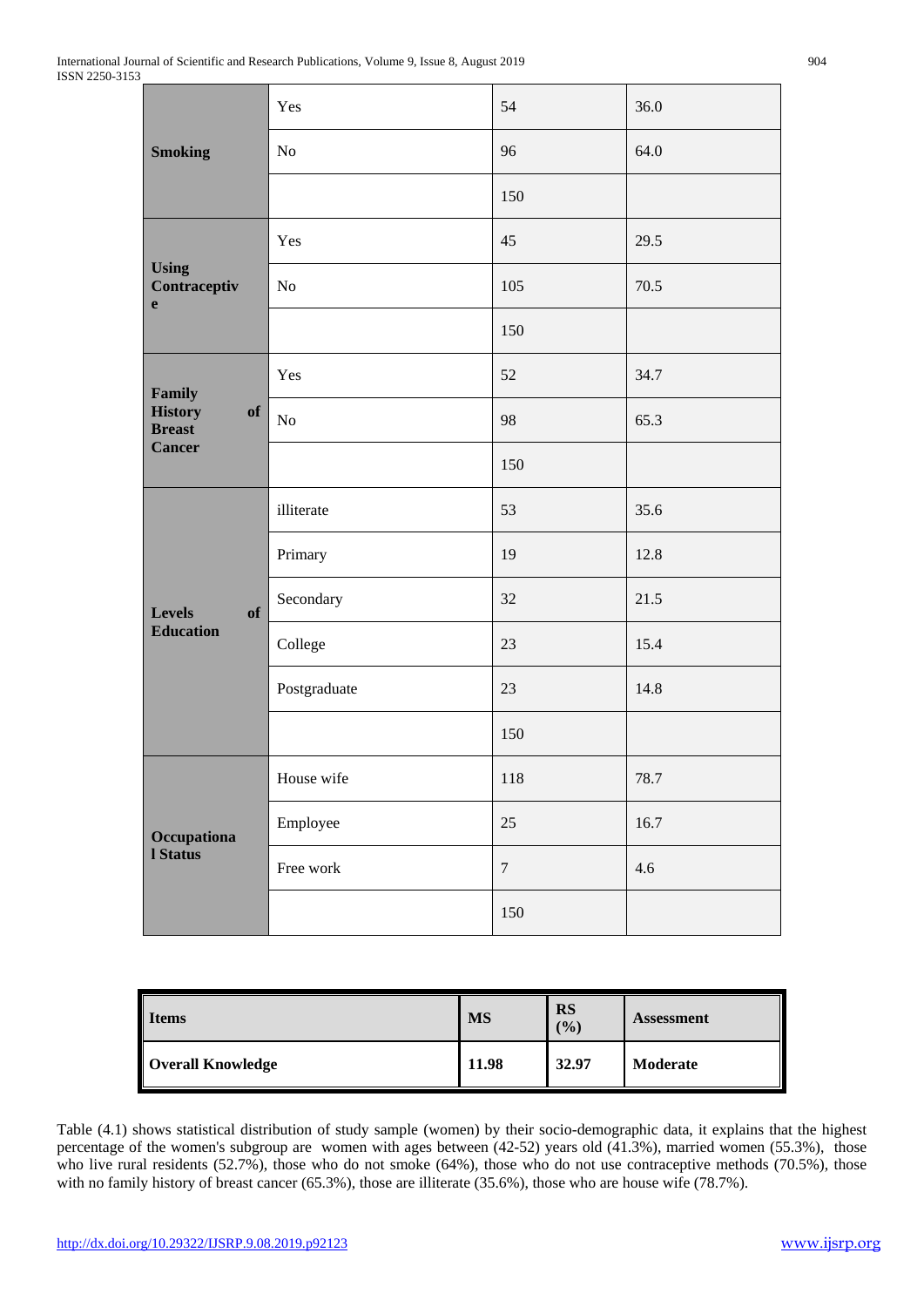| | | | |
|---|---|---|---|
| **Smoking** | Yes | 54 | 36.0 |
| | No | 96 | 64.0 |
| | | 150 | |
| **Using Contraceptive** | Yes | 45 | 29.5 |
| | No | 105 | 70.5 |
| | | 150 | |
| **Family History of Breast Cancer** | Yes | 52 | 34.7 |
| | No | 98 | 65.3 |
| | | 150 | |
| **Levels of Education** | illiterate | 53 | 35.6 |
| | Primary | 19 | 12.8 |
| | Secondary | 32 | 21.5 |
| | College | 23 | 15.4 |
| | Postgraduate | 23 | 14.8 |
| | | 150 | |
| **Occupational Status** | House wife | 118 | 78.7 |
| | Employee | 25 | 16.7 |
| | Free work | 7 | 4.6 |
| | | 150 | |

| **Items** | **MS** | **RS (%)** | **Assessment** |
|---|---|---|---|
| **Overall Knowledge** | **11.98** | **32.97** | **Moderate** |

Table (4.1) shows statistical distribution of study sample (women) by their socio-demographic data, it explains that the highest percentage of the women's subgroup are women with ages between (42-52) years old (41.3%), married women (55.3%), those who live rural residents (52.7%), those who do not smoke (64%), those who do not use contraceptive methods (70.5%), those with no family history of breast cancer (65.3%), those are illiterate (35.6%), those who are house wife (78.7%).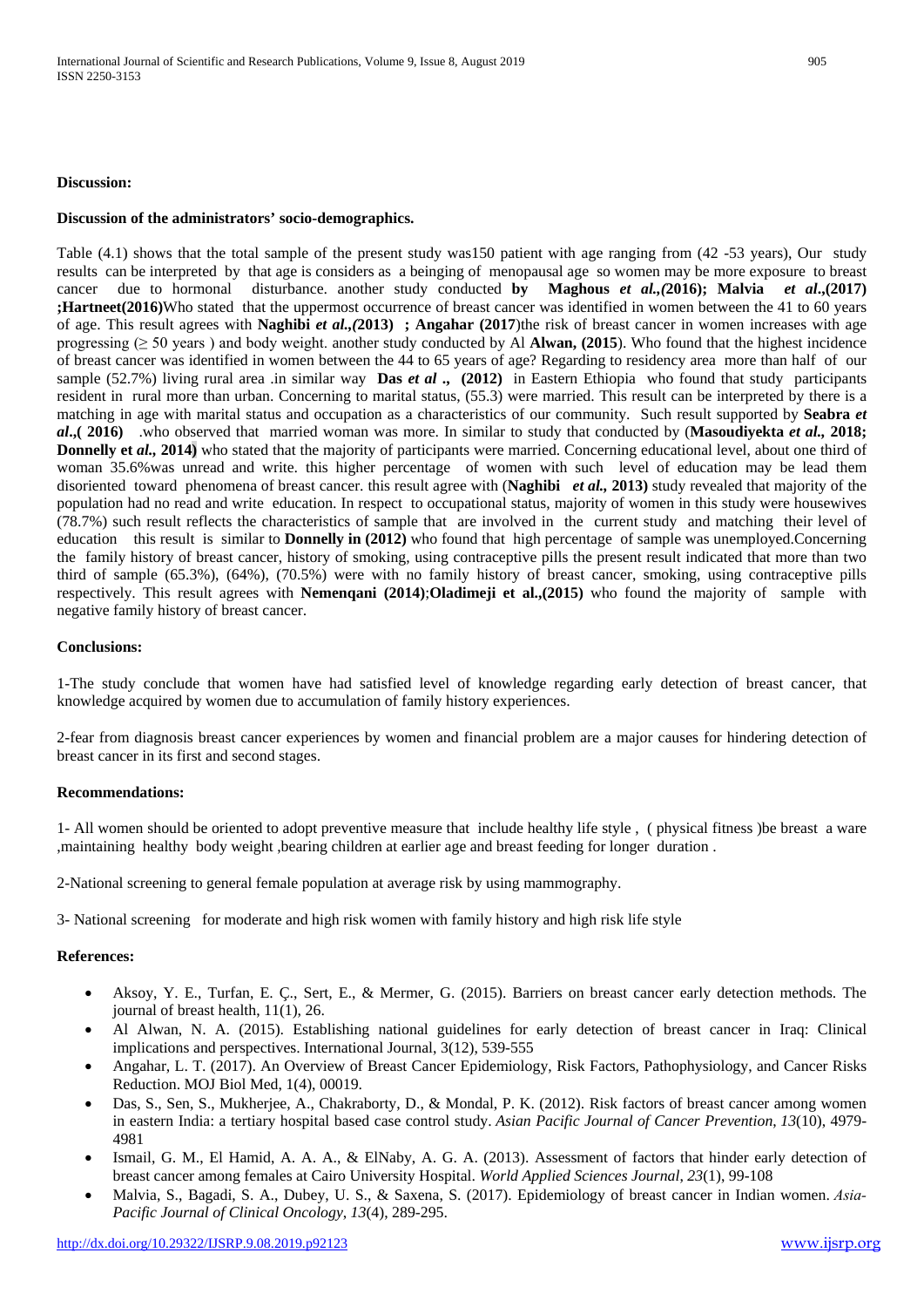**Discussion:**

**Discussion of the administrators' socio-demographics.**

Table (4.1) shows that the total sample of the present study was150 patient with age ranging from (42 -53 years), Our study results can be interpreted by that age is considers as a beinging of menopausal age so women may be more exposure to breast cancer due to hormonal disturbance. another study conducted **by Maghous *et al.,(*2016); Malvia *et al*.,(2017) ;Hartneet(2016)**Who stated that the uppermost occurrence of breast cancer was identified in women between the 41 to 60 years of age. This result agrees with **Naghibi *et al.,(*2013) ; Angahar (2017**)the risk of breast cancer in women increases with age progressing (≥ 50 years ) and body weight. another study conducted by Al **Alwan, (2015**). Who found that the highest incidence of breast cancer was identified in women between the 44 to 65 years of age? Regarding to residency area more than half of our sample (52.7%) living rural area .in similar way **Das *et al* ., (2012)** in Eastern Ethiopia who found that study participants resident in rural more than urban. Concerning to marital status, (55.3) were married. This result can be interpreted by there is a matching in age with marital status and occupation as a characteristics of our community. Such result supported by **Seabra *et al*.,( 2016)** .who observed that married woman was more. In similar to study that conducted by (**Masoudiyekta *et al.*, 2018; Donnelly et *al.,* 2014**) who stated that the majority of participants were married. Concerning educational level, about one third of woman 35.6%was unread and write. this higher percentage of women with such level of education may be lead them disoriented toward phenomena of breast cancer. this result agree with (**Naghibi *et al.*, 2013)** study revealed that majority of the population had no read and write education. In respect to occupational status, majority of women in this study were housewives (78.7%) such result reflects the characteristics of sample that are involved in the current study and matching their level of education this result is similar to **Donnelly in (2012)** who found that high percentage of sample was unemployed.Concerning the family history of breast cancer, history of smoking, using contraceptive pills the present result indicated that more than two third of sample (65.3%), (64%), (70.5%) were with no family history of breast cancer, smoking, using contraceptive pills respectively. This result agrees with **Nemenqani (2014)**;**Oladimeji et al.,(2015)** who found the majority of sample with negative family history of breast cancer.

**Conclusions:**

1-The study conclude that women have had satisfied level of knowledge regarding early detection of breast cancer, that knowledge acquired by women due to accumulation of family history experiences.

2-fear from diagnosis breast cancer experiences by women and financial problem are a major causes for hindering detection of breast cancer in its first and second stages.

**Recommendations:**

1- All women should be oriented to adopt preventive measure that include healthy life style , ( physical fitness )be breast a ware ,maintaining healthy body weight ,bearing children at earlier age and breast feeding for longer duration .

2-National screening to general female population at average risk by using mammography.

3- National screening for moderate and high risk women with family history and high risk life style

**References:**

- Aksoy, Y. E., Turfan, E. Ç., Sert, E., & Mermer, G. (2015). Barriers on breast cancer early detection methods. The journal of breast health, 11(1), 26.
- Al Alwan, N. A. (2015). Establishing national guidelines for early detection of breast cancer in Iraq: Clinical implications and perspectives. International Journal, 3(12), 539-555
- Angahar, L. T. (2017). An Overview of Breast Cancer Epidemiology, Risk Factors, Pathophysiology, and Cancer Risks Reduction. MOJ Biol Med, 1(4), 00019.
- Das, S., Sen, S., Mukherjee, A., Chakraborty, D., & Mondal, P. K. (2012). Risk factors of breast cancer among women in eastern India: a tertiary hospital based case control study. *Asian Pacific Journal of Cancer Prevention*, *13*(10), 4979-4981
- Ismail, G. M., El Hamid, A. A. A., & ElNaby, A. G. A. (2013). Assessment of factors that hinder early detection of breast cancer among females at Cairo University Hospital. *World Applied Sciences Journal*, *23*(1), 99-108
- Malvia, S., Bagadi, S. A., Dubey, U. S., & Saxena, S. (2017). Epidemiology of breast cancer in Indian women. *Asia-Pacific Journal of Clinical Oncology*, *13*(4), 289-295.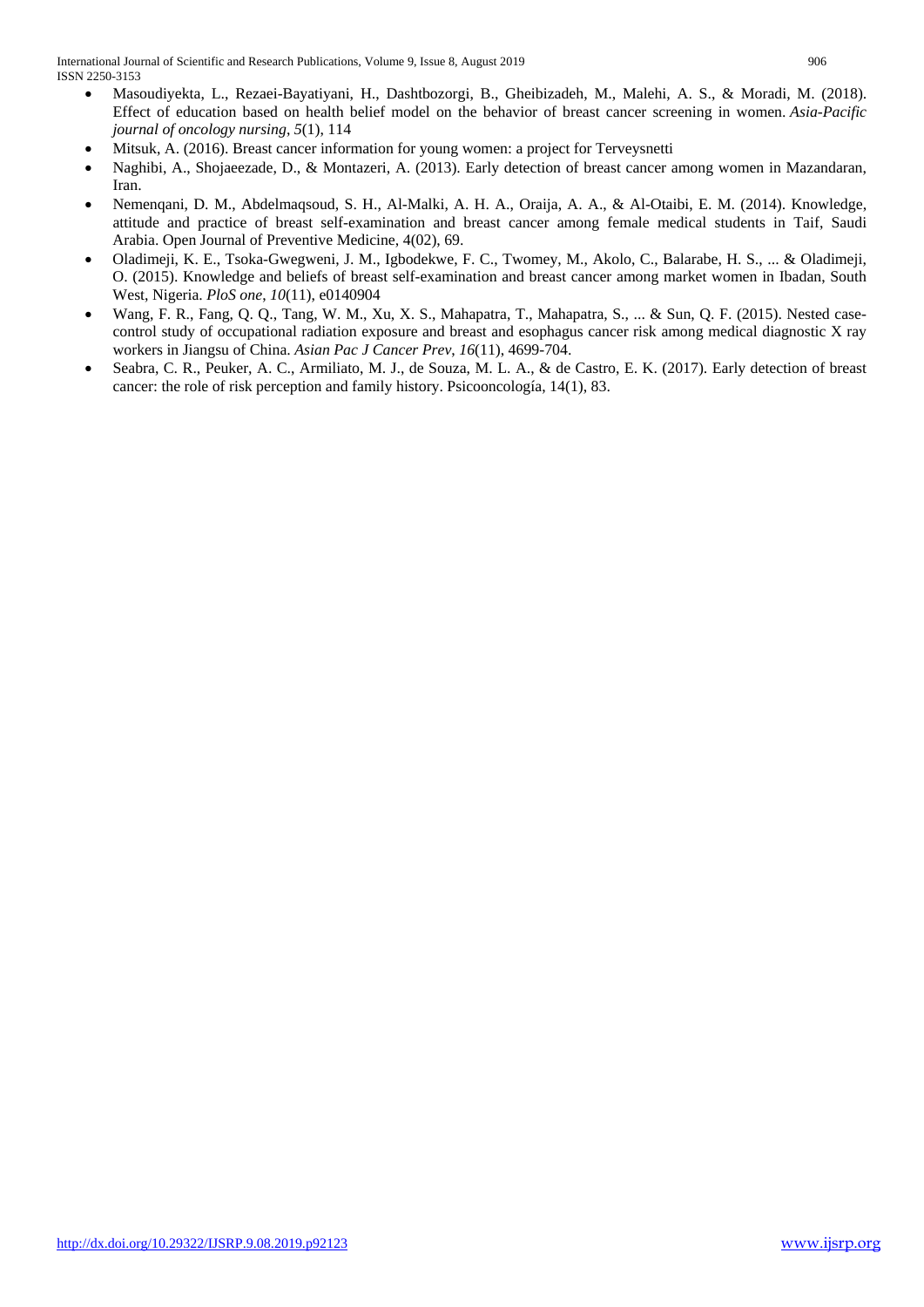- Masoudiyekta, L., Rezaei-Bayatiyani, H., Dashtbozorgi, B., Gheibizadeh, M., Malehi, A. S., & Moradi, M. (2018). Effect of education based on health belief model on the behavior of breast cancer screening in women. *Asia-Pacific journal of oncology nursing*, *5*(1), 114
- Mitsuk, A. (2016). Breast cancer information for young women: a project for Terveysnetti
- Naghibi, A., Shojaeezade, D., & Montazeri, A. (2013). Early detection of breast cancer among women in Mazandaran, Iran.
- Nemenqani, D. M., Abdelmaqsoud, S. H., Al-Malki, A. H. A., Oraija, A. A., & Al-Otaibi, E. M. (2014). Knowledge, attitude and practice of breast self-examination and breast cancer among female medical students in Taif, Saudi Arabia. Open Journal of Preventive Medicine, 4(02), 69.
- Oladimeji, K. E., Tsoka-Gwegweni, J. M., Igbodekwe, F. C., Twomey, M., Akolo, C., Balarabe, H. S., ... & Oladimeji, O. (2015). Knowledge and beliefs of breast self-examination and breast cancer among market women in Ibadan, South West, Nigeria. *PloS one*, *10*(11), e0140904
- Wang, F. R., Fang, Q. Q., Tang, W. M., Xu, X. S., Mahapatra, T., Mahapatra, S., ... & Sun, Q. F. (2015). Nested case-control study of occupational radiation exposure and breast and esophagus cancer risk among medical diagnostic X ray workers in Jiangsu of China. *Asian Pac J Cancer Prev*, *16*(11), 4699-704.
- Seabra, C. R., Peuker, A. C., Armiliato, M. J., de Souza, M. L. A., & de Castro, E. K. (2017). Early detection of breast cancer: the role of risk perception and family history. Psicooncología, 14(1), 83.